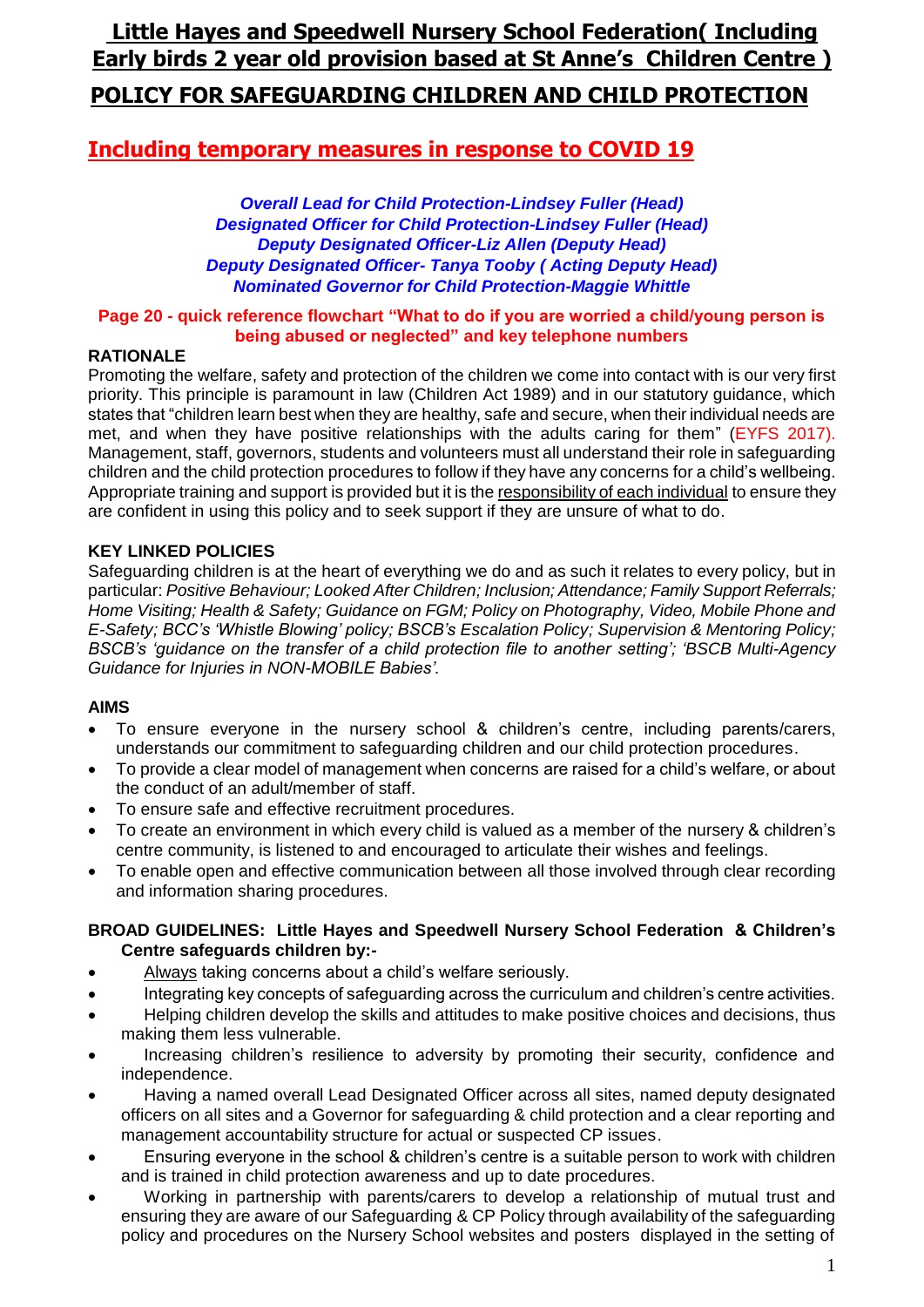# Little Hayes and Speedwell Nursery School Federation( Including Early birds 2 year old provision based at St Anne's Children Centre )

## POLICY FOR SAFEGUARDING CHILDREN AND CHILD PROTECTION

## Including temporary measures in response to COVID 19

***Overall Lead for Child Protection-Lindsey Fuller (Head)***
***Designated Officer for Child Protection-Lindsey Fuller (Head)***
***Deputy Designated Officer-Liz Allen (Deputy Head)***
***Deputy Designated Officer- Tanya Tooby ( Acting Deputy Head)***
***Nominated Governor for Child Protection-Maggie Whittle***

**Page 20 - quick reference flowchart "What to do if you are worried a child/young person is being abused or neglected" and key telephone numbers**

**RATIONALE**

Promoting the welfare, safety and protection of the children we come into contact with is our very first priority. This principle is paramount in law (Children Act 1989) and in our statutory guidance, which states that "children learn best when they are healthy, safe and secure, when their individual needs are met, and when they have positive relationships with the adults caring for them" (EYFS 2017). Management, staff, governors, students and volunteers must all understand their role in safeguarding children and the child protection procedures to follow if they have any concerns for a child's wellbeing. Appropriate training and support is provided but it is the responsibility of each individual to ensure they are confident in using this policy and to seek support if they are unsure of what to do.

**KEY LINKED POLICIES**

Safeguarding children is at the heart of everything we do and as such it relates to every policy, but in particular: *Positive Behaviour; Looked After Children; Inclusion; Attendance; Family Support Referrals; Home Visiting; Health & Safety; Guidance on FGM; Policy on Photography, Video, Mobile Phone and E-Safety; BCC's 'Whistle Blowing' policy; BSCB's Escalation Policy; Supervision & Mentoring Policy; BSCB's 'guidance on the transfer of a child protection file to another setting'; 'BSCB Multi-Agency Guidance for Injuries in NON-MOBILE Babies'.*

**AIMS**

- To ensure everyone in the nursery school & children's centre, including parents/carers, understands our commitment to safeguarding children and our child protection procedures.
- To provide a clear model of management when concerns are raised for a child's welfare, or about the conduct of an adult/member of staff.
- To ensure safe and effective recruitment procedures.
- To create an environment in which every child is valued as a member of the nursery & children's centre community, is listened to and encouraged to articulate their wishes and feelings.
- To enable open and effective communication between all those involved through clear recording and information sharing procedures.

**BROAD GUIDELINES: Little Hayes and Speedwell Nursery School Federation & Children's Centre safeguards children by:-**

- Always taking concerns about a child's welfare seriously.
- Integrating key concepts of safeguarding across the curriculum and children's centre activities.
- Helping children develop the skills and attitudes to make positive choices and decisions, thus making them less vulnerable.
- Increasing children's resilience to adversity by promoting their security, confidence and independence.
- Having a named overall Lead Designated Officer across all sites, named deputy designated officers on all sites and a Governor for safeguarding & child protection and a clear reporting and management accountability structure for actual or suspected CP issues.
- Ensuring everyone in the school & children's centre is a suitable person to work with children and is trained in child protection awareness and up to date procedures.
- Working in partnership with parents/carers to develop a relationship of mutual trust and ensuring they are aware of our Safeguarding & CP Policy through availability of the safeguarding policy and procedures on the Nursery School websites and posters displayed in the setting of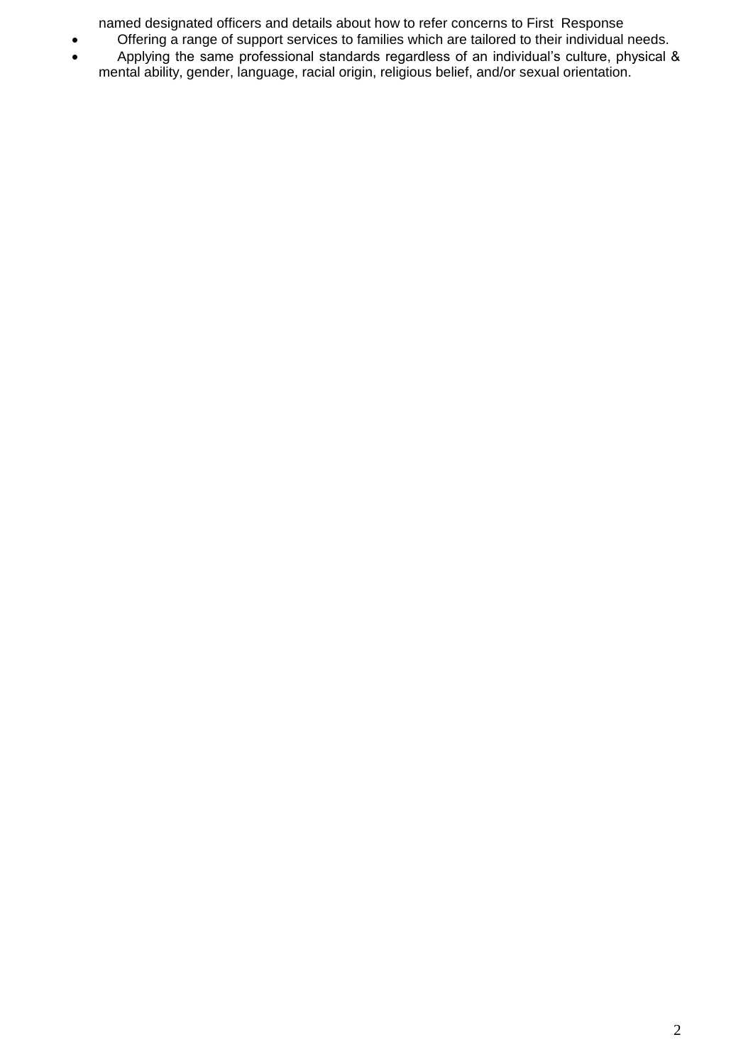named designated officers and details about how to refer concerns to First Response

- Offering a range of support services to families which are tailored to their individual needs.
- Applying the same professional standards regardless of an individual's culture, physical & mental ability, gender, language, racial origin, religious belief, and/or sexual orientation.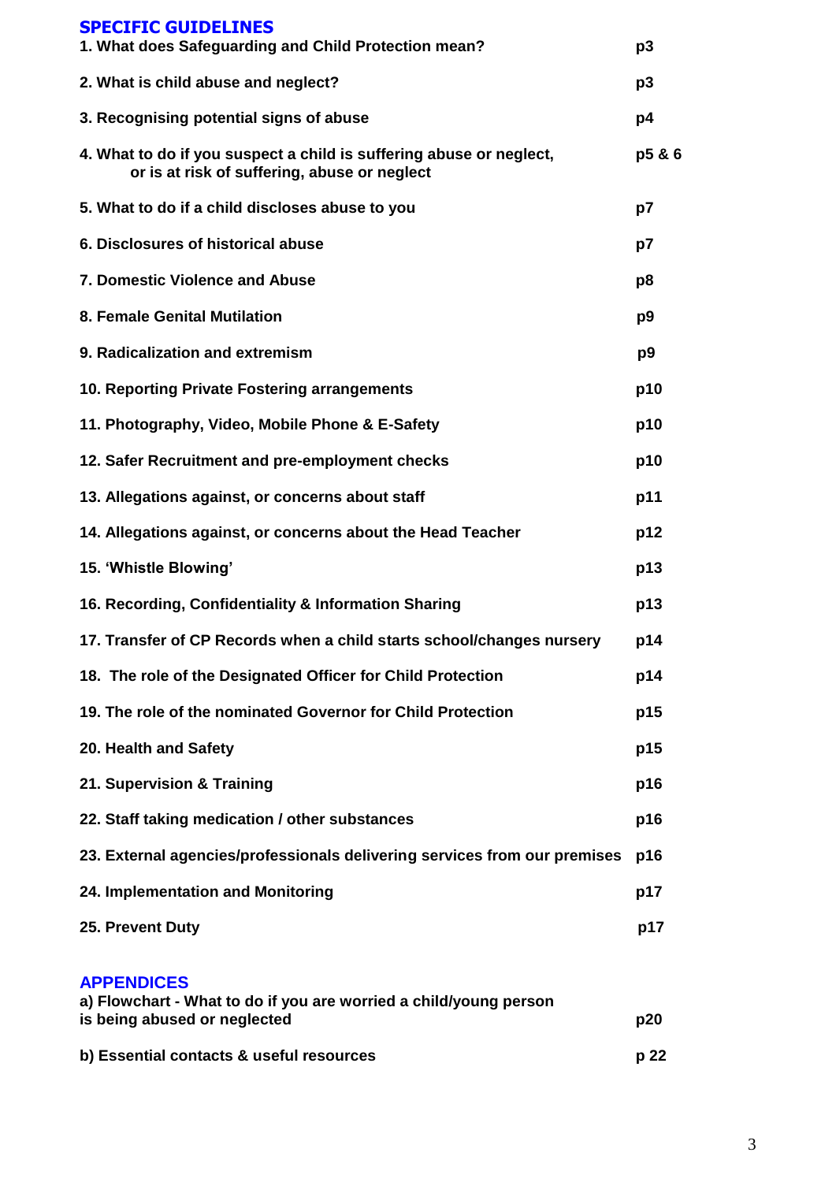## SPECIFIC GUIDELINES

| | |
|---|---|
| **1. What does Safeguarding and Child Protection mean?** | **p3** |
| **2. What is child abuse and neglect?** | **p3** |
| **3. Recognising potential signs of abuse** | **p4** |
| **4. What to do if you suspect a child is suffering abuse or neglect, or is at risk of suffering, abuse or neglect** | **p5 & 6** |
| **5. What to do if a child discloses abuse to you** | **p7** |
| **6. Disclosures of historical abuse** | **p7** |
| **7. Domestic Violence and Abuse** | **p8** |
| **8. Female Genital Mutilation** | **p9** |
| **9. Radicalization and extremism** | **p9** |
| **10. Reporting Private Fostering arrangements** | **p10** |
| **11. Photography, Video, Mobile Phone & E-Safety** | **p10** |
| **12. Safer Recruitment and pre-employment checks** | **p10** |
| **13. Allegations against, or concerns about staff** | **p11** |
| **14. Allegations against, or concerns about the Head Teacher** | **p12** |
| **15. 'Whistle Blowing'** | **p13** |
| **16. Recording, Confidentiality & Information Sharing** | **p13** |
| **17. Transfer of CP Records when a child starts school/changes nursery** | **p14** |
| **18. The role of the Designated Officer for Child Protection** | **p14** |
| **19. The role of the nominated Governor for Child Protection** | **p15** |
| **20. Health and Safety** | **p15** |
| **21. Supervision & Training** | **p16** |
| **22. Staff taking medication / other substances** | **p16** |
| **23. External agencies/professionals delivering services from our premises** | **p16** |
| **24. Implementation and Monitoring** | **p17** |
| **25. Prevent Duty** | **p17** |

## APPENDICES

| | |
|---|---|
| **a) Flowchart - What to do if you are worried a child/young person is being abused or neglected** | **p20** |
| **b) Essential contacts & useful resources** | **p 22** |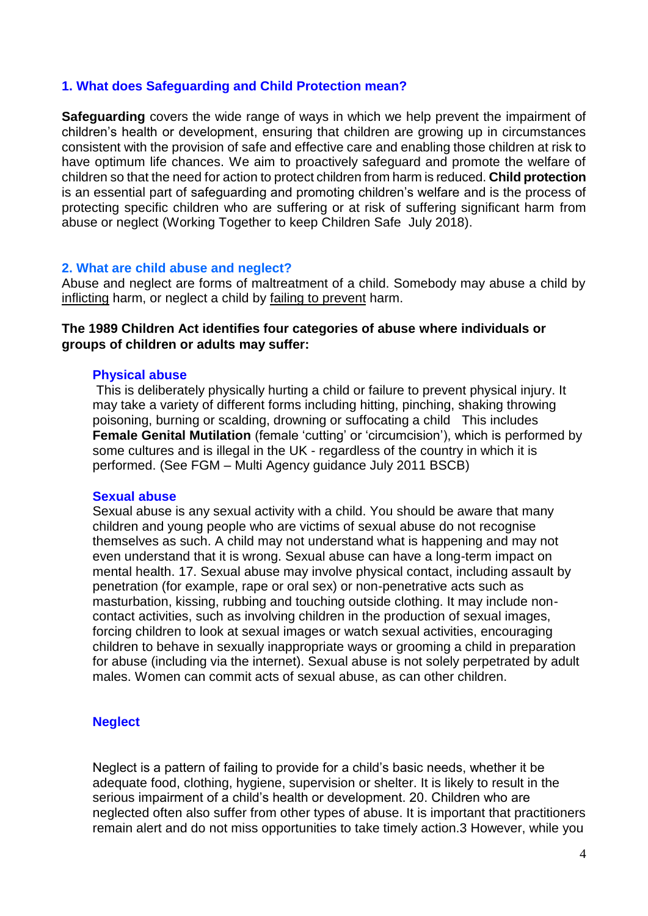## 1. What does Safeguarding and Child Protection mean?

**Safeguarding** covers the wide range of ways in which we help prevent the impairment of children's health or development, ensuring that children are growing up in circumstances consistent with the provision of safe and effective care and enabling those children at risk to have optimum life chances. We aim to proactively safeguard and promote the welfare of children so that the need for action to protect children from harm is reduced. **Child protection** is an essential part of safeguarding and promoting children's welfare and is the process of protecting specific children who are suffering or at risk of suffering significant harm from abuse or neglect (Working Together to keep Children Safe July 2018).

## 2. What are child abuse and neglect?

Abuse and neglect are forms of maltreatment of a child. Somebody may abuse a child by inflicting harm, or neglect a child by failing to prevent harm.

**The 1989 Children Act identifies four categories of abuse where individuals or groups of children or adults may suffer:**

### Physical abuse

This is deliberately physically hurting a child or failure to prevent physical injury. It may take a variety of different forms including hitting, pinching, shaking throwing poisoning, burning or scalding, drowning or suffocating a child This includes **Female Genital Mutilation** (female 'cutting' or 'circumcision'), which is performed by some cultures and is illegal in the UK - regardless of the country in which it is performed. (See FGM – Multi Agency guidance July 2011 BSCB)

### Sexual abuse

Sexual abuse is any sexual activity with a child. You should be aware that many children and young people who are victims of sexual abuse do not recognise themselves as such. A child may not understand what is happening and may not even understand that it is wrong. Sexual abuse can have a long-term impact on mental health. 17. Sexual abuse may involve physical contact, including assault by penetration (for example, rape or oral sex) or non-penetrative acts such as masturbation, kissing, rubbing and touching outside clothing. It may include non-contact activities, such as involving children in the production of sexual images, forcing children to look at sexual images or watch sexual activities, encouraging children to behave in sexually inappropriate ways or grooming a child in preparation for abuse (including via the internet). Sexual abuse is not solely perpetrated by adult males. Women can commit acts of sexual abuse, as can other children.

### Neglect

Neglect is a pattern of failing to provide for a child's basic needs, whether it be adequate food, clothing, hygiene, supervision or shelter. It is likely to result in the serious impairment of a child's health or development. 20. Children who are neglected often also suffer from other types of abuse. It is important that practitioners remain alert and do not miss opportunities to take timely action.3 However, while you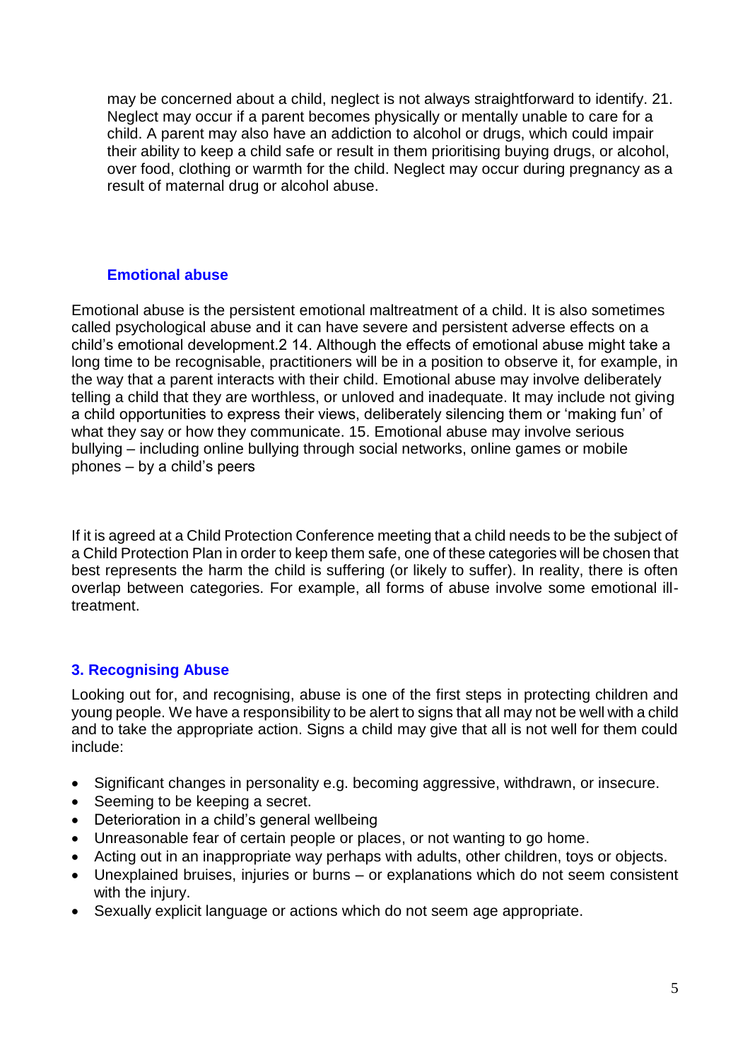may be concerned about a child, neglect is not always straightforward to identify. 21. Neglect may occur if a parent becomes physically or mentally unable to care for a child. A parent may also have an addiction to alcohol or drugs, which could impair their ability to keep a child safe or result in them prioritising buying drugs, or alcohol, over food, clothing or warmth for the child. Neglect may occur during pregnancy as a result of maternal drug or alcohol abuse.

### Emotional abuse

Emotional abuse is the persistent emotional maltreatment of a child. It is also sometimes called psychological abuse and it can have severe and persistent adverse effects on a child's emotional development.2 14. Although the effects of emotional abuse might take a long time to be recognisable, practitioners will be in a position to observe it, for example, in the way that a parent interacts with their child. Emotional abuse may involve deliberately telling a child that they are worthless, or unloved and inadequate. It may include not giving a child opportunities to express their views, deliberately silencing them or 'making fun' of what they say or how they communicate. 15. Emotional abuse may involve serious bullying – including online bullying through social networks, online games or mobile phones – by a child's peers

If it is agreed at a Child Protection Conference meeting that a child needs to be the subject of a Child Protection Plan in order to keep them safe, one of these categories will be chosen that best represents the harm the child is suffering (or likely to suffer). In reality, there is often overlap between categories. For example, all forms of abuse involve some emotional ill-treatment.

## 3. Recognising Abuse

Looking out for, and recognising, abuse is one of the first steps in protecting children and young people. We have a responsibility to be alert to signs that all may not be well with a child and to take the appropriate action. Signs a child may give that all is not well for them could include:

- Significant changes in personality e.g. becoming aggressive, withdrawn, or insecure.
- Seeming to be keeping a secret.
- Deterioration in a child's general wellbeing
- Unreasonable fear of certain people or places, or not wanting to go home.
- Acting out in an inappropriate way perhaps with adults, other children, toys or objects.
- Unexplained bruises, injuries or burns – or explanations which do not seem consistent with the injury.
- Sexually explicit language or actions which do not seem age appropriate.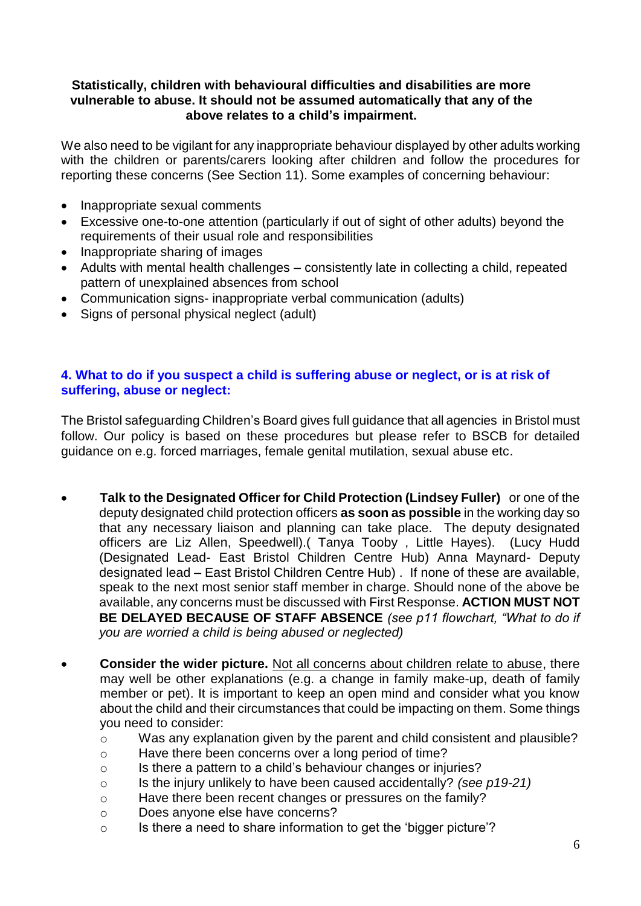**Statistically, children with behavioural difficulties and disabilities are more vulnerable to abuse. It should not be assumed automatically that any of the above relates to a child's impairment.**

We also need to be vigilant for any inappropriate behaviour displayed by other adults working with the children or parents/carers looking after children and follow the procedures for reporting these concerns (See Section 11). Some examples of concerning behaviour:

- Inappropriate sexual comments
- Excessive one-to-one attention (particularly if out of sight of other adults) beyond the requirements of their usual role and responsibilities
- Inappropriate sharing of images
- Adults with mental health challenges – consistently late in collecting a child, repeated pattern of unexplained absences from school
- Communication signs- inappropriate verbal communication (adults)
- Signs of personal physical neglect (adult)

## 4. What to do if you suspect a child is suffering abuse or neglect, or is at risk of suffering, abuse or neglect:

The Bristol safeguarding Children's Board gives full guidance that all agencies in Bristol must follow. Our policy is based on these procedures but please refer to BSCB for detailed guidance on e.g. forced marriages, female genital mutilation, sexual abuse etc.

- **Talk to the Designated Officer for Child Protection (Lindsey Fuller)** or one of the deputy designated child protection officers **as soon as possible** in the working day so that any necessary liaison and planning can take place. The deputy designated officers are Liz Allen, Speedwell).( Tanya Tooby , Little Hayes). (Lucy Hudd (Designated Lead- East Bristol Children Centre Hub) Anna Maynard- Deputy designated lead – East Bristol Children Centre Hub) . If none of these are available, speak to the next most senior staff member in charge. Should none of the above be available, any concerns must be discussed with First Response. **ACTION MUST NOT BE DELAYED BECAUSE OF STAFF ABSENCE** *(see p11 flowchart, "What to do if you are worried a child is being abused or neglected)*

- **Consider the wider picture.** Not all concerns about children relate to abuse, there may well be other explanations (e.g. a change in family make-up, death of family member or pet). It is important to keep an open mind and consider what you know about the child and their circumstances that could be impacting on them. Some things you need to consider:
  - Was any explanation given by the parent and child consistent and plausible?
  - Have there been concerns over a long period of time?
  - Is there a pattern to a child's behaviour changes or injuries?
  - Is the injury unlikely to have been caused accidentally? *(see p19-21)*
  - Have there been recent changes or pressures on the family?
  - Does anyone else have concerns?
  - Is there a need to share information to get the 'bigger picture'?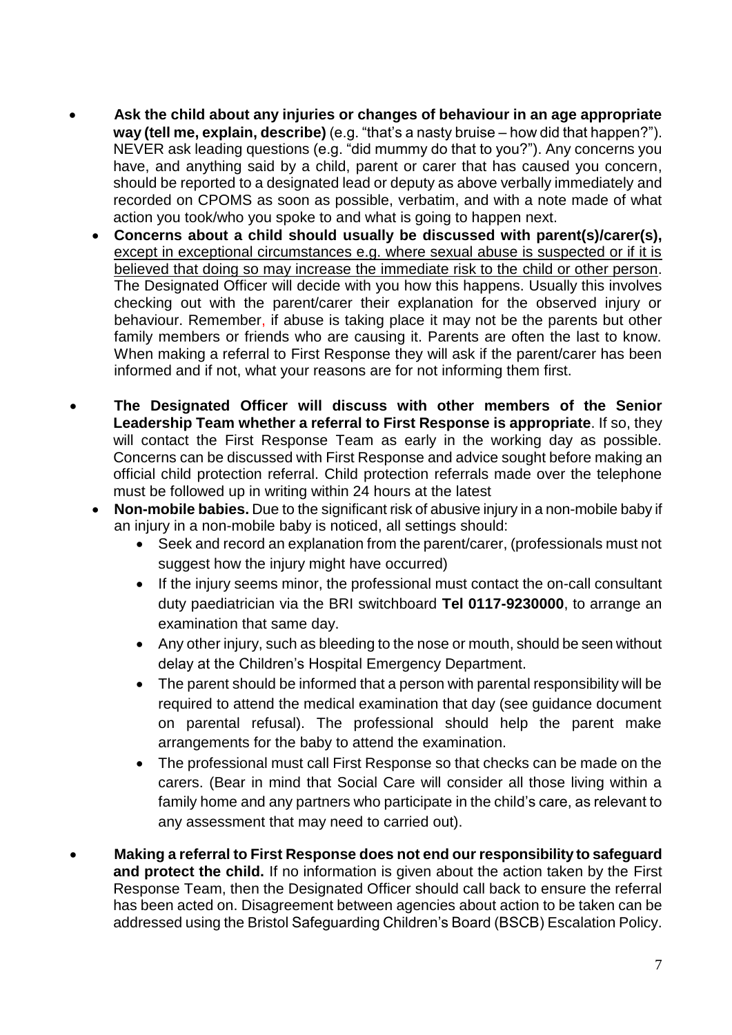- **Ask the child about any injuries or changes of behaviour in an age appropriate way (tell me, explain, describe)** (e.g. "that's a nasty bruise – how did that happen?"). NEVER ask leading questions (e.g. "did mummy do that to you?"). Any concerns you have, and anything said by a child, parent or carer that has caused you concern, should be reported to a designated lead or deputy as above verbally immediately and recorded on CPOMS as soon as possible, verbatim, and with a note made of what action you took/who you spoke to and what is going to happen next.
  - **Concerns about a child should usually be discussed with parent(s)/carer(s),** <u>except in exceptional circumstances e.g. where sexual abuse is suspected or if it is believed that doing so may increase the immediate risk to the child or other person</u>. The Designated Officer will decide with you how this happens. Usually this involves checking out with the parent/carer their explanation for the observed injury or behaviour. Remember, if abuse is taking place it may not be the parents but other family members or friends who are causing it. Parents are often the last to know. When making a referral to First Response they will ask if the parent/carer has been informed and if not, what your reasons are for not informing them first.

- **The Designated Officer will discuss with other members of the Senior Leadership Team whether a referral to First Response is appropriate**. If so, they will contact the First Response Team as early in the working day as possible. Concerns can be discussed with First Response and advice sought before making an official child protection referral. Child protection referrals made over the telephone must be followed up in writing within 24 hours at the latest
  - **Non-mobile babies.** Due to the significant risk of abusive injury in a non-mobile baby if an injury in a non-mobile baby is noticed, all settings should:
    - Seek and record an explanation from the parent/carer, (professionals must not suggest how the injury might have occurred)
    - If the injury seems minor, the professional must contact the on-call consultant duty paediatrician via the BRI switchboard **Tel 0117-9230000**, to arrange an examination that same day.
    - Any other injury, such as bleeding to the nose or mouth, should be seen without delay at the Children's Hospital Emergency Department.
    - The parent should be informed that a person with parental responsibility will be required to attend the medical examination that day (see guidance document on parental refusal). The professional should help the parent make arrangements for the baby to attend the examination.
    - The professional must call First Response so that checks can be made on the carers. (Bear in mind that Social Care will consider all those living within a family home and any partners who participate in the child's care, as relevant to any assessment that may need to carried out).

- **Making a referral to First Response does not end our responsibility to safeguard and protect the child.** If no information is given about the action taken by the First Response Team, then the Designated Officer should call back to ensure the referral has been acted on. Disagreement between agencies about action to be taken can be addressed using the Bristol Safeguarding Children's Board (BSCB) Escalation Policy.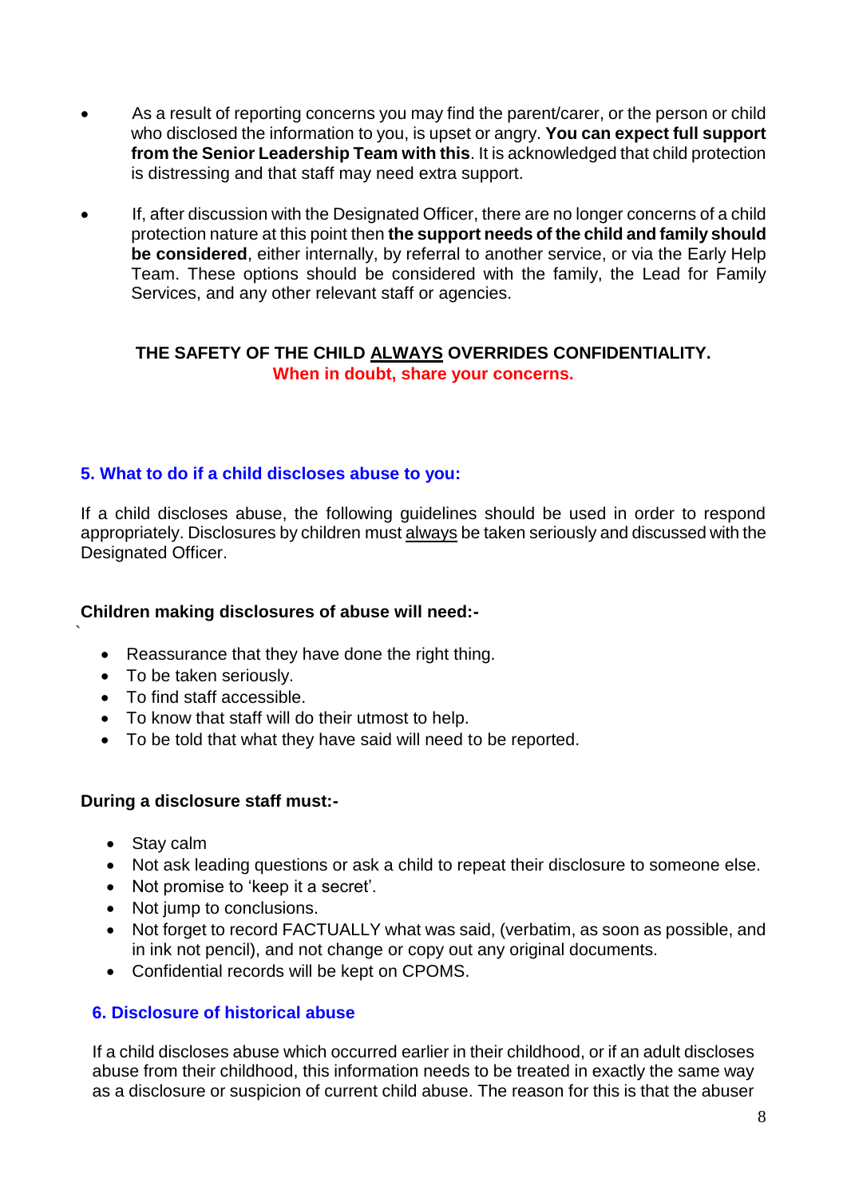- As a result of reporting concerns you may find the parent/carer, or the person or child who disclosed the information to you, is upset or angry. **You can expect full support from the Senior Leadership Team with this**. It is acknowledged that child protection is distressing and that staff may need extra support.

- If, after discussion with the Designated Officer, there are no longer concerns of a child protection nature at this point then **the support needs of the child and family should be considered**, either internally, by referral to another service, or via the Early Help Team. These options should be considered with the family, the Lead for Family Services, and any other relevant staff or agencies.

**THE SAFETY OF THE CHILD <u>ALWAYS</u> OVERRIDES CONFIDENTIALITY.**
**When in doubt, share your concerns.**

## 5. What to do if a child discloses abuse to you:

If a child discloses abuse, the following guidelines should be used in order to respond appropriately. Disclosures by children must <u>always</u> be taken seriously and discussed with the Designated Officer.

**Children making disclosures of abuse will need:-**

- Reassurance that they have done the right thing.
- To be taken seriously.
- To find staff accessible.
- To know that staff will do their utmost to help.
- To be told that what they have said will need to be reported.

**During a disclosure staff must:-**

- Stay calm
- Not ask leading questions or ask a child to repeat their disclosure to someone else.
- Not promise to 'keep it a secret'.
- Not jump to conclusions.
- Not forget to record FACTUALLY what was said, (verbatim, as soon as possible, and in ink not pencil), and not change or copy out any original documents.
- Confidential records will be kept on CPOMS.

## 6. Disclosure of historical abuse

If a child discloses abuse which occurred earlier in their childhood, or if an adult discloses abuse from their childhood, this information needs to be treated in exactly the same way as a disclosure or suspicion of current child abuse. The reason for this is that the abuser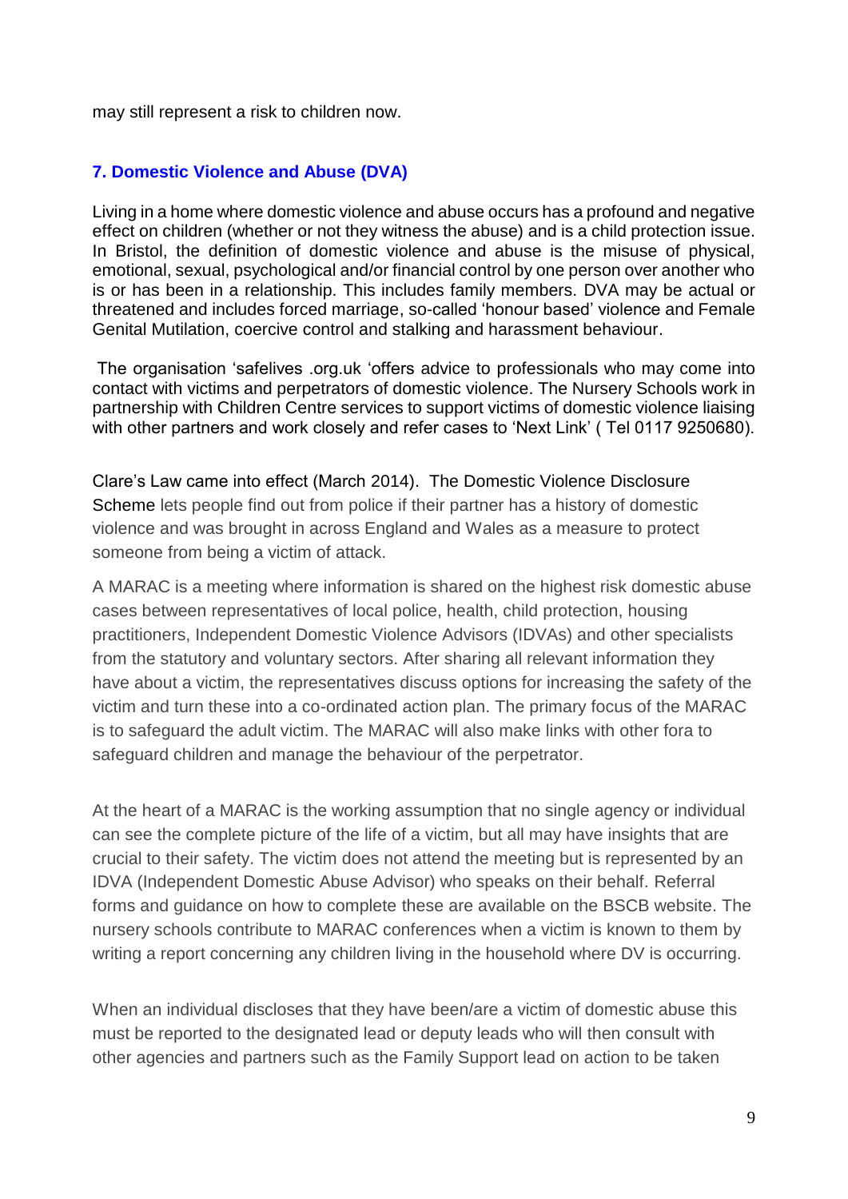may still represent a risk to children now.

## 7. Domestic Violence and Abuse (DVA)

Living in a home where domestic violence and abuse occurs has a profound and negative effect on children (whether or not they witness the abuse) and is a child protection issue. In Bristol, the definition of domestic violence and abuse is the misuse of physical, emotional, sexual, psychological and/or financial control by one person over another who is or has been in a relationship. This includes family members. DVA may be actual or threatened and includes forced marriage, so-called 'honour based' violence and Female Genital Mutilation, coercive control and stalking and harassment behaviour.

The organisation 'safelives .org.uk 'offers advice to professionals who may come into contact with victims and perpetrators of domestic violence. The Nursery Schools work in partnership with Children Centre services to support victims of domestic violence liaising with other partners and work closely and refer cases to 'Next Link' ( Tel 0117 9250680).

Clare's Law came into effect (March 2014). The Domestic Violence Disclosure Scheme lets people find out from police if their partner has a history of domestic violence and was brought in across England and Wales as a measure to protect someone from being a victim of attack.

A MARAC is a meeting where information is shared on the highest risk domestic abuse cases between representatives of local police, health, child protection, housing practitioners, Independent Domestic Violence Advisors (IDVAs) and other specialists from the statutory and voluntary sectors. After sharing all relevant information they have about a victim, the representatives discuss options for increasing the safety of the victim and turn these into a co-ordinated action plan. The primary focus of the MARAC is to safeguard the adult victim. The MARAC will also make links with other fora to safeguard children and manage the behaviour of the perpetrator.

At the heart of a MARAC is the working assumption that no single agency or individual can see the complete picture of the life of a victim, but all may have insights that are crucial to their safety. The victim does not attend the meeting but is represented by an IDVA (Independent Domestic Abuse Advisor) who speaks on their behalf. Referral forms and guidance on how to complete these are available on the BSCB website. The nursery schools contribute to MARAC conferences when a victim is known to them by writing a report concerning any children living in the household where DV is occurring.

When an individual discloses that they have been/are a victim of domestic abuse this must be reported to the designated lead or deputy leads who will then consult with other agencies and partners such as the Family Support lead on action to be taken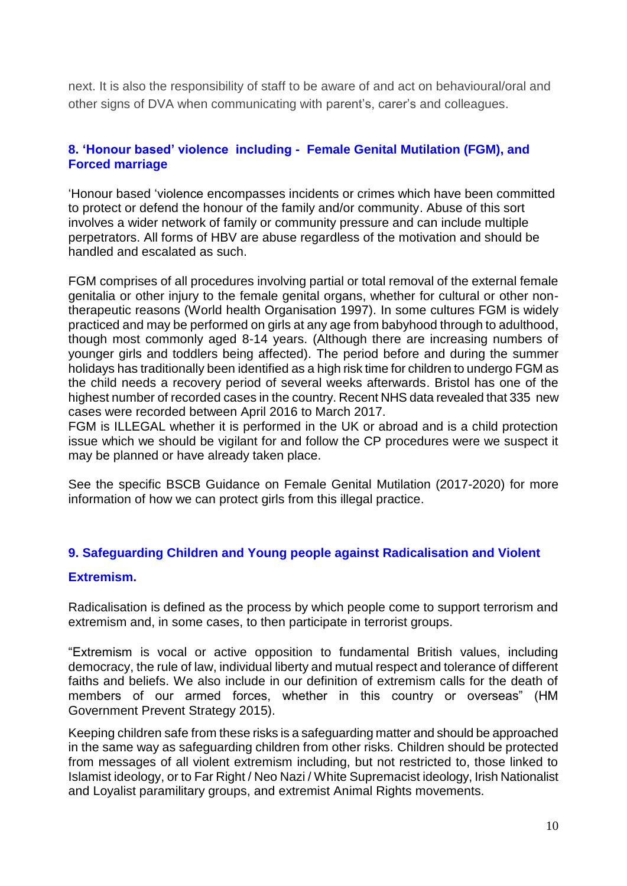next. It is also the responsibility of staff to be aware of and act on behavioural/oral and other signs of DVA when communicating with parent's, carer's and colleagues.

### 8. 'Honour based' violence including - Female Genital Mutilation (FGM), and Forced marriage

'Honour based 'violence encompasses incidents or crimes which have been committed to protect or defend the honour of the family and/or community. Abuse of this sort involves a wider network of family or community pressure and can include multiple perpetrators. All forms of HBV are abuse regardless of the motivation and should be handled and escalated as such.

FGM comprises of all procedures involving partial or total removal of the external female genitalia or other injury to the female genital organs, whether for cultural or other non-therapeutic reasons (World health Organisation 1997). In some cultures FGM is widely practiced and may be performed on girls at any age from babyhood through to adulthood, though most commonly aged 8-14 years. (Although there are increasing numbers of younger girls and toddlers being affected). The period before and during the summer holidays has traditionally been identified as a high risk time for children to undergo FGM as the child needs a recovery period of several weeks afterwards. Bristol has one of the highest number of recorded cases in the country. Recent NHS data revealed that 335 new cases were recorded between April 2016 to March 2017.
FGM is ILLEGAL whether it is performed in the UK or abroad and is a child protection issue which we should be vigilant for and follow the CP procedures were we suspect it may be planned or have already taken place.

See the specific BSCB Guidance on Female Genital Mutilation (2017-2020) for more information of how we can protect girls from this illegal practice.

### 9. Safeguarding Children and Young people against Radicalisation and Violent Extremism.

Radicalisation is defined as the process by which people come to support terrorism and extremism and, in some cases, to then participate in terrorist groups.

"Extremism is vocal or active opposition to fundamental British values, including democracy, the rule of law, individual liberty and mutual respect and tolerance of different faiths and beliefs. We also include in our definition of extremism calls for the death of members of our armed forces, whether in this country or overseas" (HM Government Prevent Strategy 2015).

Keeping children safe from these risks is a safeguarding matter and should be approached in the same way as safeguarding children from other risks. Children should be protected from messages of all violent extremism including, but not restricted to, those linked to Islamist ideology, or to Far Right / Neo Nazi / White Supremacist ideology, Irish Nationalist and Loyalist paramilitary groups, and extremist Animal Rights movements.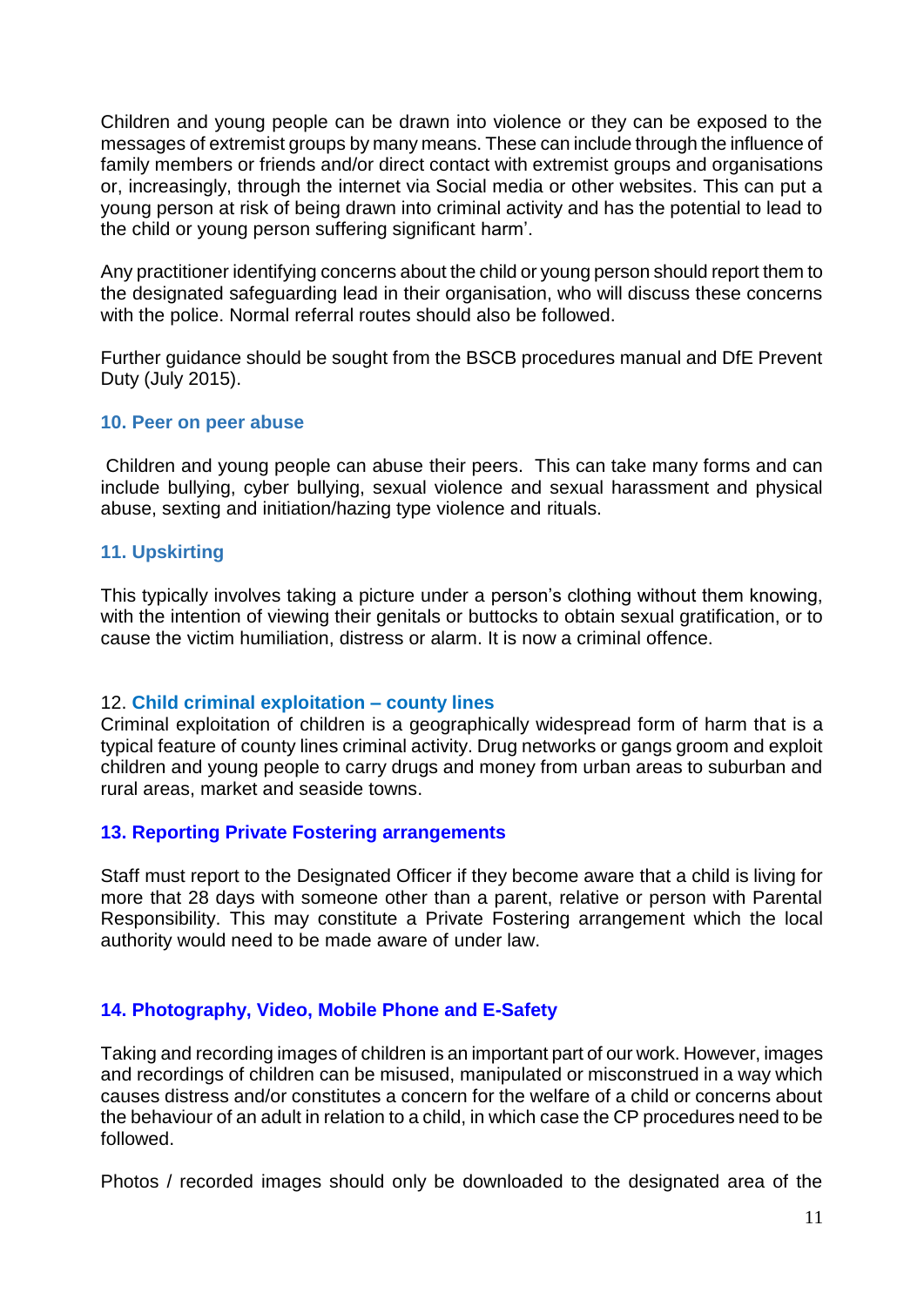Children and young people can be drawn into violence or they can be exposed to the messages of extremist groups by many means. These can include through the influence of family members or friends and/or direct contact with extremist groups and organisations or, increasingly, through the internet via Social media or other websites. This can put a young person at risk of being drawn into criminal activity and has the potential to lead to the child or young person suffering significant harm'.

Any practitioner identifying concerns about the child or young person should report them to the designated safeguarding lead in their organisation, who will discuss these concerns with the police. Normal referral routes should also be followed.

Further guidance should be sought from the BSCB procedures manual and DfE Prevent Duty (July 2015).

### 10. Peer on peer abuse

Children and young people can abuse their peers. This can take many forms and can include bullying, cyber bullying, sexual violence and sexual harassment and physical abuse, sexting and initiation/hazing type violence and rituals.

### 11. Upskirting

This typically involves taking a picture under a person's clothing without them knowing, with the intention of viewing their genitals or buttocks to obtain sexual gratification, or to cause the victim humiliation, distress or alarm. It is now a criminal offence.

### 12. Child criminal exploitation – county lines

Criminal exploitation of children is a geographically widespread form of harm that is a typical feature of county lines criminal activity. Drug networks or gangs groom and exploit children and young people to carry drugs and money from urban areas to suburban and rural areas, market and seaside towns.

### 13. Reporting Private Fostering arrangements

Staff must report to the Designated Officer if they become aware that a child is living for more that 28 days with someone other than a parent, relative or person with Parental Responsibility. This may constitute a Private Fostering arrangement which the local authority would need to be made aware of under law.

### 14. Photography, Video, Mobile Phone and E-Safety

Taking and recording images of children is an important part of our work. However, images and recordings of children can be misused, manipulated or misconstrued in a way which causes distress and/or constitutes a concern for the welfare of a child or concerns about the behaviour of an adult in relation to a child, in which case the CP procedures need to be followed.

Photos / recorded images should only be downloaded to the designated area of the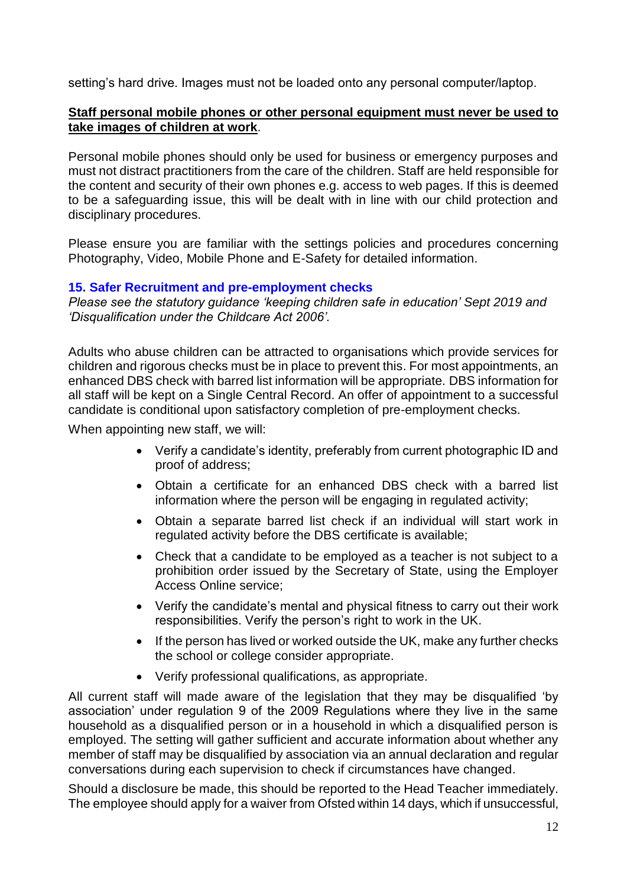setting's hard drive. Images must not be loaded onto any personal computer/laptop.

**Staff personal mobile phones or other personal equipment must never be used to take images of children at work**.

Personal mobile phones should only be used for business or emergency purposes and must not distract practitioners from the care of the children. Staff are held responsible for the content and security of their own phones e.g. access to web pages. If this is deemed to be a safeguarding issue, this will be dealt with in line with our child protection and disciplinary procedures.

Please ensure you are familiar with the settings policies and procedures concerning Photography, Video, Mobile Phone and E-Safety for detailed information.

### 15. Safer Recruitment and pre-employment checks

*Please see the statutory guidance 'keeping children safe in education' Sept 2019 and 'Disqualification under the Childcare Act 2006'.*

Adults who abuse children can be attracted to organisations which provide services for children and rigorous checks must be in place to prevent this. For most appointments, an enhanced DBS check with barred list information will be appropriate. DBS information for all staff will be kept on a Single Central Record. An offer of appointment to a successful candidate is conditional upon satisfactory completion of pre-employment checks.

When appointing new staff, we will:

- Verify a candidate's identity, preferably from current photographic ID and proof of address;
- Obtain a certificate for an enhanced DBS check with a barred list information where the person will be engaging in regulated activity;
- Obtain a separate barred list check if an individual will start work in regulated activity before the DBS certificate is available;
- Check that a candidate to be employed as a teacher is not subject to a prohibition order issued by the Secretary of State, using the Employer Access Online service;
- Verify the candidate's mental and physical fitness to carry out their work responsibilities. Verify the person's right to work in the UK.
- If the person has lived or worked outside the UK, make any further checks the school or college consider appropriate.
- Verify professional qualifications, as appropriate.

All current staff will made aware of the legislation that they may be disqualified 'by association' under regulation 9 of the 2009 Regulations where they live in the same household as a disqualified person or in a household in which a disqualified person is employed. The setting will gather sufficient and accurate information about whether any member of staff may be disqualified by association via an annual declaration and regular conversations during each supervision to check if circumstances have changed.

Should a disclosure be made, this should be reported to the Head Teacher immediately. The employee should apply for a waiver from Ofsted within 14 days, which if unsuccessful,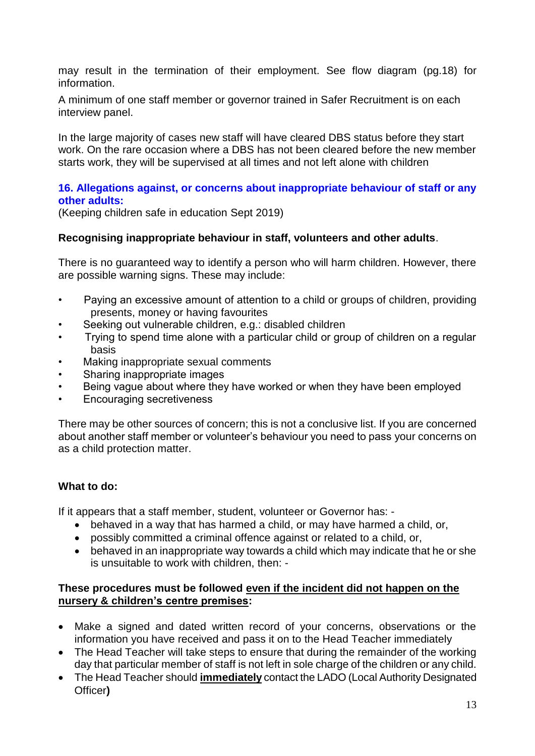may result in the termination of their employment. See flow diagram (pg.18) for information.

A minimum of one staff member or governor trained in Safer Recruitment is on each interview panel.

In the large majority of cases new staff will have cleared DBS status before they start work. On the rare occasion where a DBS has not been cleared before the new member starts work, they will be supervised at all times and not left alone with children

## 16. Allegations against, or concerns about inappropriate behaviour of staff or any other adults:

(Keeping children safe in education Sept 2019)

**Recognising inappropriate behaviour in staff, volunteers and other adults**.

There is no guaranteed way to identify a person who will harm children. However, there are possible warning signs. These may include:

- Paying an excessive amount of attention to a child or groups of children, providing presents, money or having favourites
- Seeking out vulnerable children, e.g.: disabled children
- Trying to spend time alone with a particular child or group of children on a regular basis
- Making inappropriate sexual comments
- Sharing inappropriate images
- Being vague about where they have worked or when they have been employed
- Encouraging secretiveness

There may be other sources of concern; this is not a conclusive list. If you are concerned about another staff member or volunteer's behaviour you need to pass your concerns on as a child protection matter.

**What to do:**

If it appears that a staff member, student, volunteer or Governor has: -

- behaved in a way that has harmed a child, or may have harmed a child, or,
- possibly committed a criminal offence against or related to a child, or,
- behaved in an inappropriate way towards a child which may indicate that he or she is unsuitable to work with children, then: -

**These procedures must be followed <u>even if the incident did not happen on the nursery & children's centre premises</u>:**

- Make a signed and dated written record of your concerns, observations or the information you have received and pass it on to the Head Teacher immediately
- The Head Teacher will take steps to ensure that during the remainder of the working day that particular member of staff is not left in sole charge of the children or any child.
- The Head Teacher should **<u>immediately</u>** contact the LADO (Local Authority Designated Officer**)**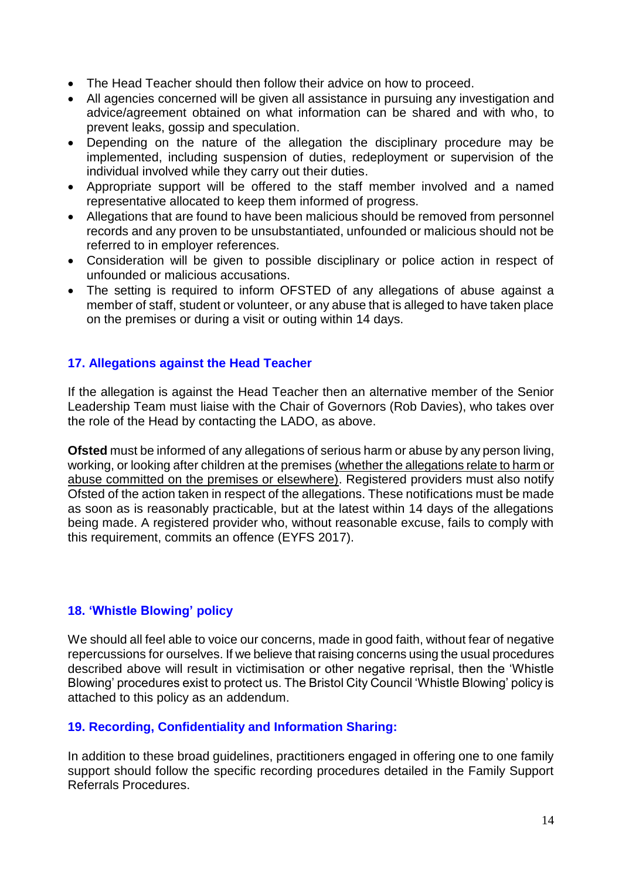- The Head Teacher should then follow their advice on how to proceed.
- All agencies concerned will be given all assistance in pursuing any investigation and advice/agreement obtained on what information can be shared and with who, to prevent leaks, gossip and speculation.
- Depending on the nature of the allegation the disciplinary procedure may be implemented, including suspension of duties, redeployment or supervision of the individual involved while they carry out their duties.
- Appropriate support will be offered to the staff member involved and a named representative allocated to keep them informed of progress.
- Allegations that are found to have been malicious should be removed from personnel records and any proven to be unsubstantiated, unfounded or malicious should not be referred to in employer references.
- Consideration will be given to possible disciplinary or police action in respect of unfounded or malicious accusations.
- The setting is required to inform OFSTED of any allegations of abuse against a member of staff, student or volunteer, or any abuse that is alleged to have taken place on the premises or during a visit or outing within 14 days.

## 17. Allegations against the Head Teacher

If the allegation is against the Head Teacher then an alternative member of the Senior Leadership Team must liaise with the Chair of Governors (Rob Davies), who takes over the role of the Head by contacting the LADO, as above.

**Ofsted** must be informed of any allegations of serious harm or abuse by any person living, working, or looking after children at the premises <u>(whether the allegations relate to harm or abuse committed on the premises or elsewhere)</u>. Registered providers must also notify Ofsted of the action taken in respect of the allegations. These notifications must be made as soon as is reasonably practicable, but at the latest within 14 days of the allegations being made. A registered provider who, without reasonable excuse, fails to comply with this requirement, commits an offence (EYFS 2017).

## 18. 'Whistle Blowing' policy

We should all feel able to voice our concerns, made in good faith, without fear of negative repercussions for ourselves. If we believe that raising concerns using the usual procedures described above will result in victimisation or other negative reprisal, then the 'Whistle Blowing' procedures exist to protect us. The Bristol City Council 'Whistle Blowing' policy is attached to this policy as an addendum.

## 19. Recording, Confidentiality and Information Sharing:

In addition to these broad guidelines, practitioners engaged in offering one to one family support should follow the specific recording procedures detailed in the Family Support Referrals Procedures.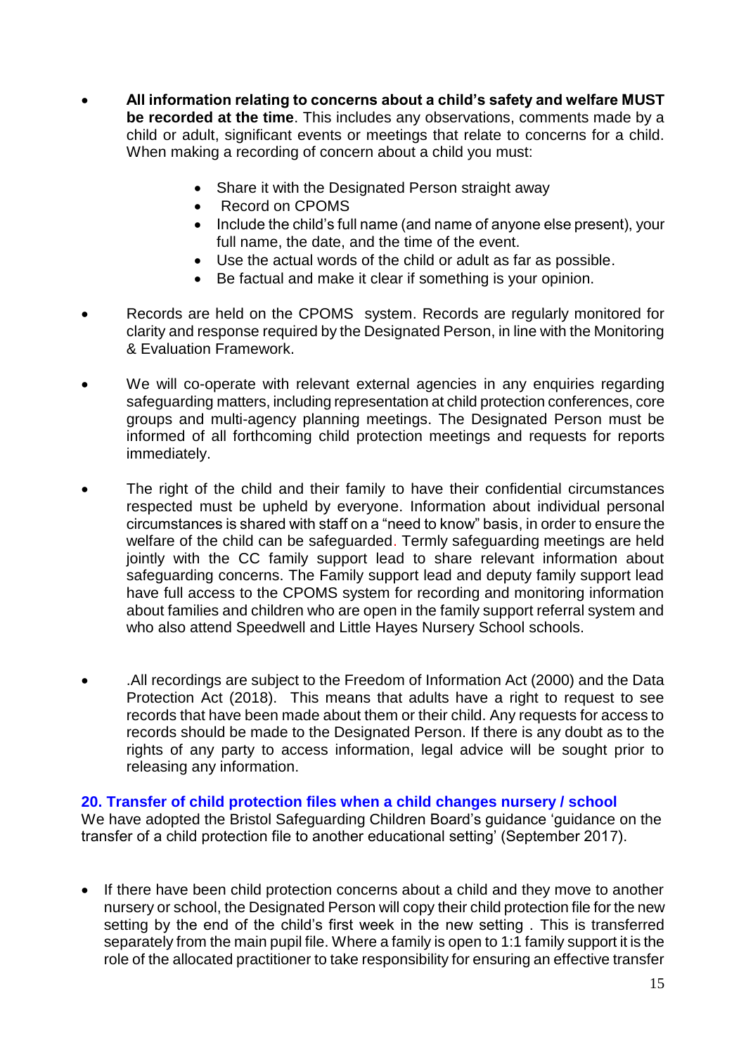- **All information relating to concerns about a child's safety and welfare MUST be recorded at the time**. This includes any observations, comments made by a child or adult, significant events or meetings that relate to concerns for a child. When making a recording of concern about a child you must:
  - Share it with the Designated Person straight away
  - Record on CPOMS
  - Include the child's full name (and name of anyone else present), your full name, the date, and the time of the event.
  - Use the actual words of the child or adult as far as possible.
  - Be factual and make it clear if something is your opinion.

- Records are held on the CPOMS system. Records are regularly monitored for clarity and response required by the Designated Person, in line with the Monitoring & Evaluation Framework.

- We will co-operate with relevant external agencies in any enquiries regarding safeguarding matters, including representation at child protection conferences, core groups and multi-agency planning meetings. The Designated Person must be informed of all forthcoming child protection meetings and requests for reports immediately.

- The right of the child and their family to have their confidential circumstances respected must be upheld by everyone. Information about individual personal circumstances is shared with staff on a "need to know" basis, in order to ensure the welfare of the child can be safeguarded. Termly safeguarding meetings are held jointly with the CC family support lead to share relevant information about safeguarding concerns. The Family support lead and deputy family support lead have full access to the CPOMS system for recording and monitoring information about families and children who are open in the family support referral system and who also attend Speedwell and Little Hayes Nursery School schools.

- .All recordings are subject to the Freedom of Information Act (2000) and the Data Protection Act (2018). This means that adults have a right to request to see records that have been made about them or their child. Any requests for access to records should be made to the Designated Person. If there is any doubt as to the rights of any party to access information, legal advice will be sought prior to releasing any information.

## 20. Transfer of child protection files when a child changes nursery / school

We have adopted the Bristol Safeguarding Children Board's guidance 'guidance on the transfer of a child protection file to another educational setting' (September 2017).

- If there have been child protection concerns about a child and they move to another nursery or school, the Designated Person will copy their child protection file for the new setting by the end of the child's first week in the new setting . This is transferred separately from the main pupil file. Where a family is open to 1:1 family support it is the role of the allocated practitioner to take responsibility for ensuring an effective transfer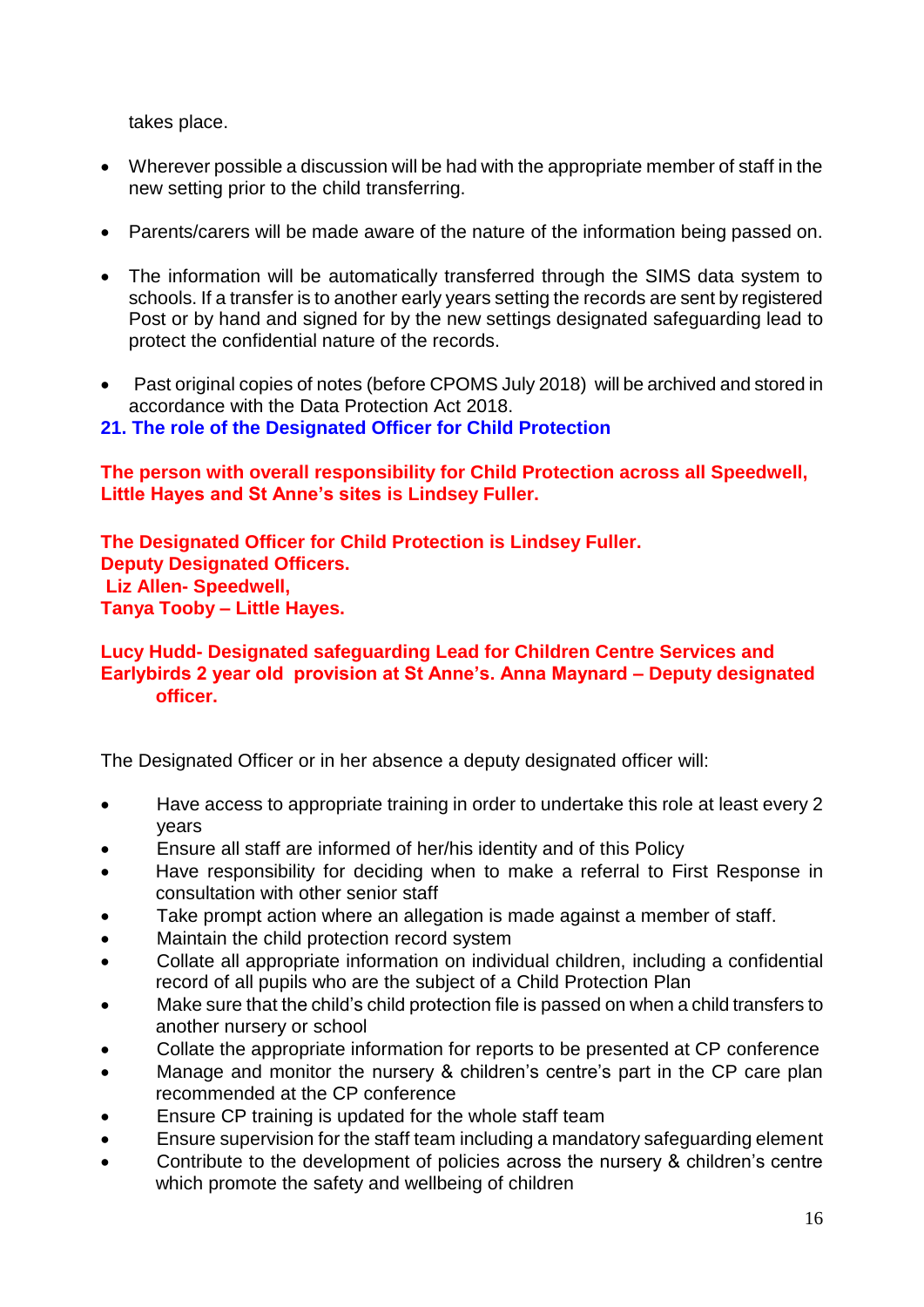takes place.

- Wherever possible a discussion will be had with the appropriate member of staff in the new setting prior to the child transferring.

- Parents/carers will be made aware of the nature of the information being passed on.

- The information will be automatically transferred through the SIMS data system to schools. If a transfer is to another early years setting the records are sent by registered Post or by hand and signed for by the new settings designated safeguarding lead to protect the confidential nature of the records.

- Past original copies of notes (before CPOMS July 2018) will be archived and stored in accordance with the Data Protection Act 2018.

## 21. The role of the Designated Officer for Child Protection

**The person with overall responsibility for Child Protection across all Speedwell, Little Hayes and St Anne's sites is Lindsey Fuller.**

**The Designated Officer for Child Protection is Lindsey Fuller.**
**Deputy Designated Officers.**
**Liz Allen- Speedwell,**
**Tanya Tooby – Little Hayes.**

**Lucy Hudd- Designated safeguarding Lead for Children Centre Services and Earlybirds 2 year old provision at St Anne's. Anna Maynard – Deputy designated officer.**

The Designated Officer or in her absence a deputy designated officer will:

- Have access to appropriate training in order to undertake this role at least every 2 years
- Ensure all staff are informed of her/his identity and of this Policy
- Have responsibility for deciding when to make a referral to First Response in consultation with other senior staff
- Take prompt action where an allegation is made against a member of staff.
- Maintain the child protection record system
- Collate all appropriate information on individual children, including a confidential record of all pupils who are the subject of a Child Protection Plan
- Make sure that the child's child protection file is passed on when a child transfers to another nursery or school
- Collate the appropriate information for reports to be presented at CP conference
- Manage and monitor the nursery & children's centre's part in the CP care plan recommended at the CP conference
- Ensure CP training is updated for the whole staff team
- Ensure supervision for the staff team including a mandatory safeguarding element
- Contribute to the development of policies across the nursery & children's centre which promote the safety and wellbeing of children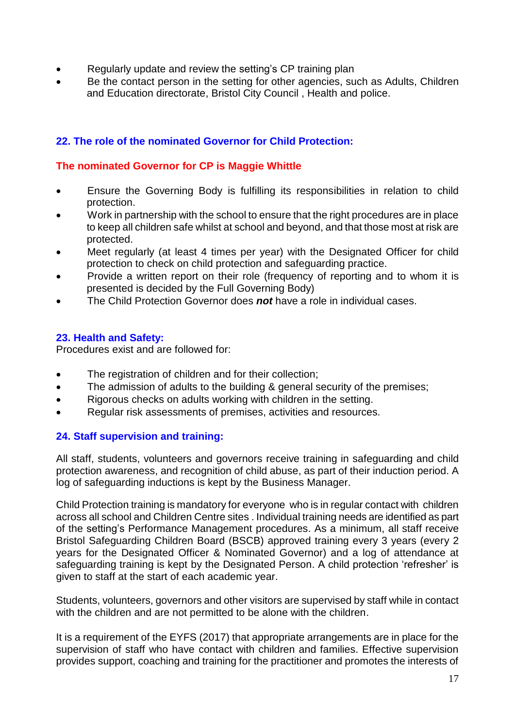- Regularly update and review the setting's CP training plan
- Be the contact person in the setting for other agencies, such as Adults, Children and Education directorate, Bristol City Council , Health and police.

## 22. The role of the nominated Governor for Child Protection:

**The nominated Governor for CP is Maggie Whittle**

- Ensure the Governing Body is fulfilling its responsibilities in relation to child protection.
- Work in partnership with the school to ensure that the right procedures are in place to keep all children safe whilst at school and beyond, and that those most at risk are protected.
- Meet regularly (at least 4 times per year) with the Designated Officer for child protection to check on child protection and safeguarding practice.
- Provide a written report on their role (frequency of reporting and to whom it is presented is decided by the Full Governing Body)
- The Child Protection Governor does ***not*** have a role in individual cases.

## 23. Health and Safety:

Procedures exist and are followed for:

- The registration of children and for their collection;
- The admission of adults to the building & general security of the premises;
- Rigorous checks on adults working with children in the setting.
- Regular risk assessments of premises, activities and resources.

## 24. Staff supervision and training:

All staff, students, volunteers and governors receive training in safeguarding and child protection awareness, and recognition of child abuse, as part of their induction period. A log of safeguarding inductions is kept by the Business Manager.

Child Protection training is mandatory for everyone who is in regular contact with children across all school and Children Centre sites . Individual training needs are identified as part of the setting's Performance Management procedures. As a minimum, all staff receive Bristol Safeguarding Children Board (BSCB) approved training every 3 years (every 2 years for the Designated Officer & Nominated Governor) and a log of attendance at safeguarding training is kept by the Designated Person. A child protection 'refresher' is given to staff at the start of each academic year.

Students, volunteers, governors and other visitors are supervised by staff while in contact with the children and are not permitted to be alone with the children.

It is a requirement of the EYFS (2017) that appropriate arrangements are in place for the supervision of staff who have contact with children and families. Effective supervision provides support, coaching and training for the practitioner and promotes the interests of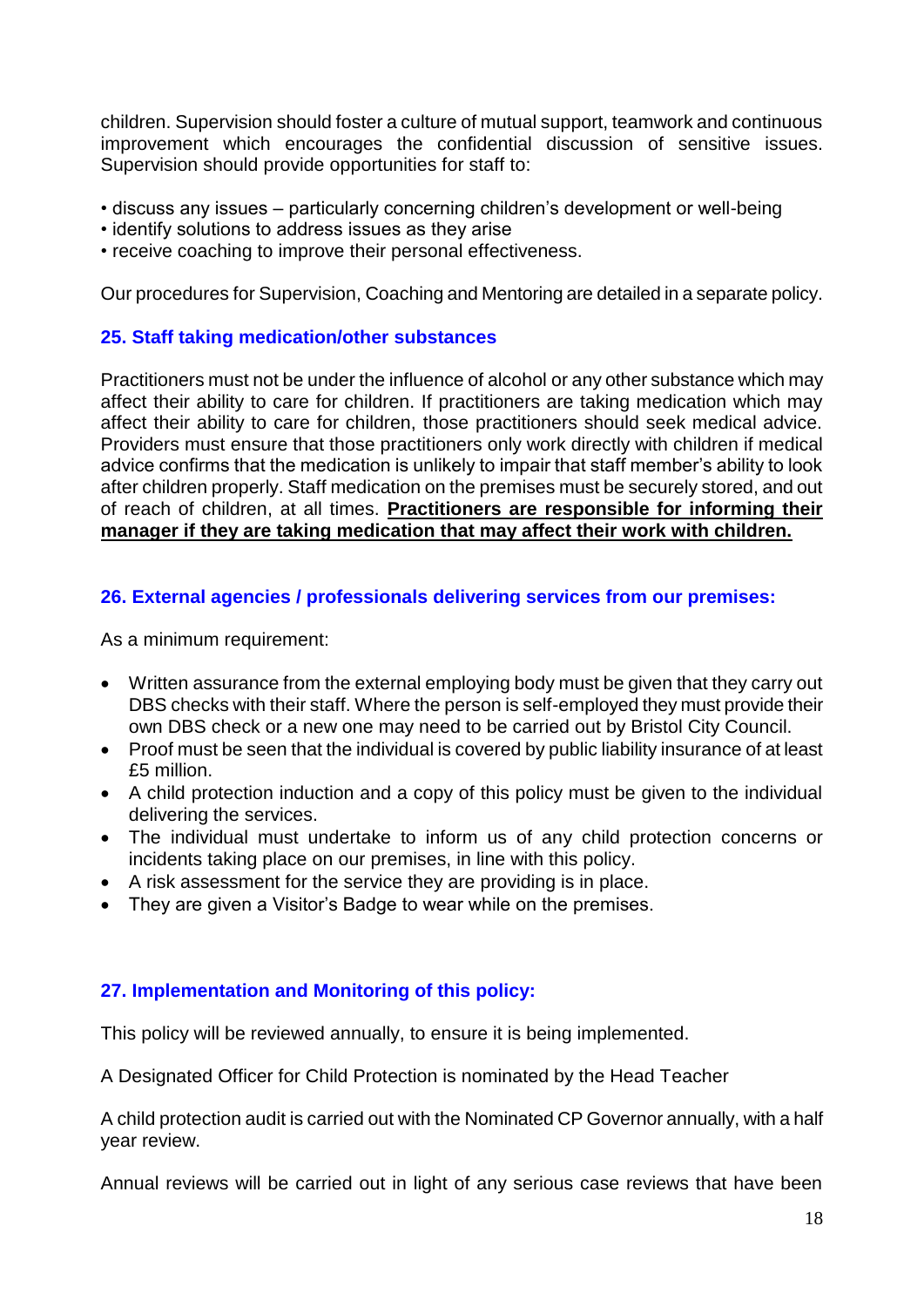children. Supervision should foster a culture of mutual support, teamwork and continuous improvement which encourages the confidential discussion of sensitive issues. Supervision should provide opportunities for staff to:

• discuss any issues – particularly concerning children's development or well-being
• identify solutions to address issues as they arise
• receive coaching to improve their personal effectiveness.

Our procedures for Supervision, Coaching and Mentoring are detailed in a separate policy.

### 25. Staff taking medication/other substances

Practitioners must not be under the influence of alcohol or any other substance which may affect their ability to care for children. If practitioners are taking medication which may affect their ability to care for children, those practitioners should seek medical advice. Providers must ensure that those practitioners only work directly with children if medical advice confirms that the medication is unlikely to impair that staff member's ability to look after children properly. Staff medication on the premises must be securely stored, and out of reach of children, at all times. **Practitioners are responsible for informing their manager if they are taking medication that may affect their work with children.**

### 26. External agencies / professionals delivering services from our premises:

As a minimum requirement:

- Written assurance from the external employing body must be given that they carry out DBS checks with their staff. Where the person is self-employed they must provide their own DBS check or a new one may need to be carried out by Bristol City Council.
- Proof must be seen that the individual is covered by public liability insurance of at least £5 million.
- A child protection induction and a copy of this policy must be given to the individual delivering the services.
- The individual must undertake to inform us of any child protection concerns or incidents taking place on our premises, in line with this policy.
- A risk assessment for the service they are providing is in place.
- They are given a Visitor's Badge to wear while on the premises.

### 27. Implementation and Monitoring of this policy:

This policy will be reviewed annually, to ensure it is being implemented.

A Designated Officer for Child Protection is nominated by the Head Teacher

A child protection audit is carried out with the Nominated CP Governor annually, with a half year review.

Annual reviews will be carried out in light of any serious case reviews that have been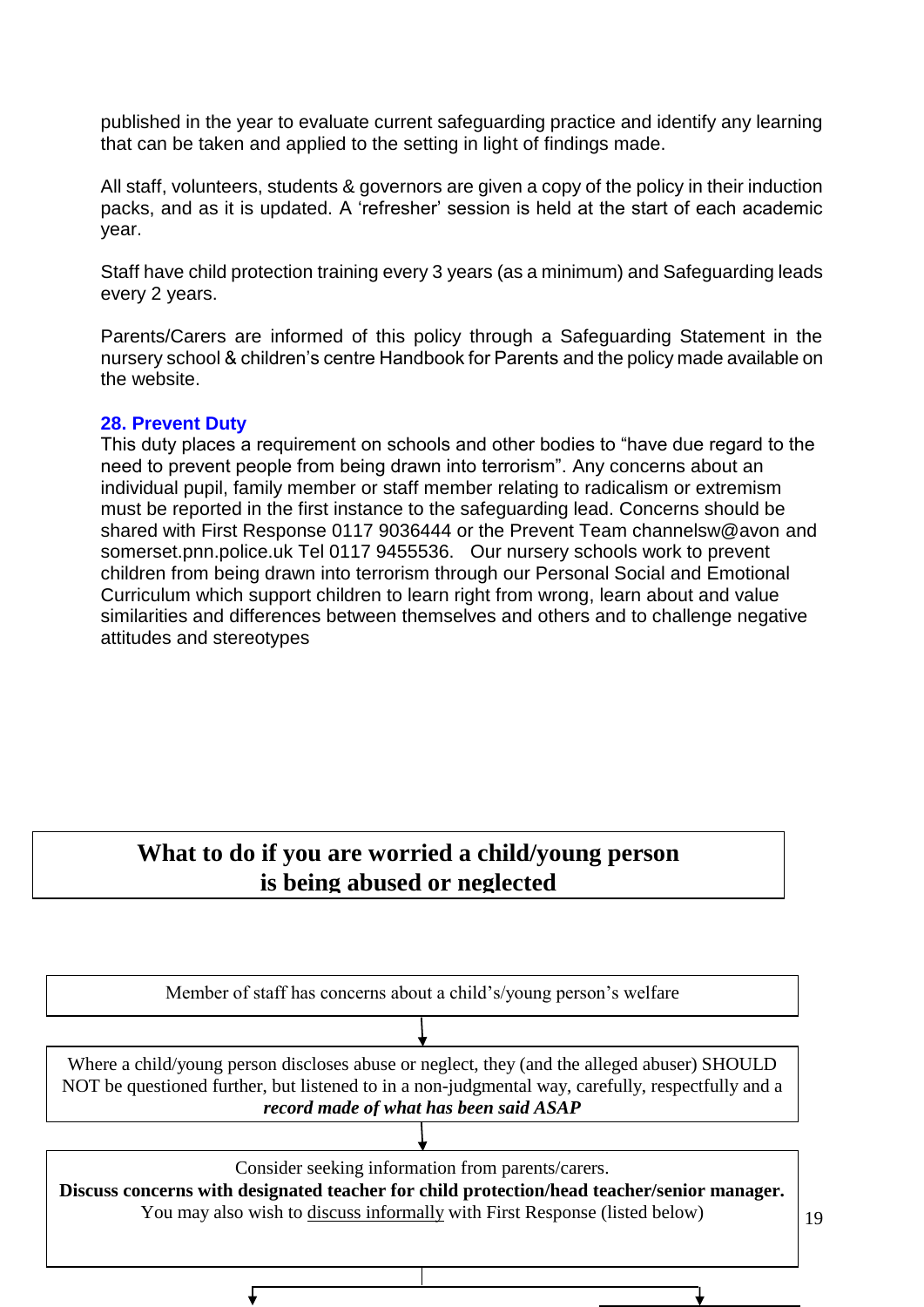published in the year to evaluate current safeguarding practice and identify any learning that can be taken and applied to the setting in light of findings made.

All staff, volunteers, students & governors are given a copy of the policy in their induction packs, and as it is updated. A 'refresher' session is held at the start of each academic year.

Staff have child protection training every 3 years (as a minimum) and Safeguarding leads every 2 years.

Parents/Carers are informed of this policy through a Safeguarding Statement in the nursery school & children's centre Handbook for Parents and the policy made available on the website.

### 28. Prevent Duty

This duty places a requirement on schools and other bodies to "have due regard to the need to prevent people from being drawn into terrorism". Any concerns about an individual pupil, family member or staff member relating to radicalism or extremism must be reported in the first instance to the safeguarding lead. Concerns should be shared with First Response 0117 9036444 or the Prevent Team channelsw@avon and somerset.pnn.police.uk Tel 0117 9455536. Our nursery schools work to prevent children from being drawn into terrorism through our Personal Social and Emotional Curriculum which support children to learn right from wrong, learn about and value similarities and differences between themselves and others and to challenge negative attitudes and stereotypes

## What to do if you are worried a child/young person is being abused or neglected

Member of staff has concerns about a child's/young person's welfare

↓

Where a child/young person discloses abuse or neglect, they (and the alleged abuser) SHOULD NOT be questioned further, but listened to in a non-judgmental way, carefully, respectfully and a ***record made of what has been said ASAP***

↓

Consider seeking information from parents/carers.
**Discuss concerns with designated teacher for child protection/head teacher/senior manager.**
You may also wish to discuss informally with First Response (listed below)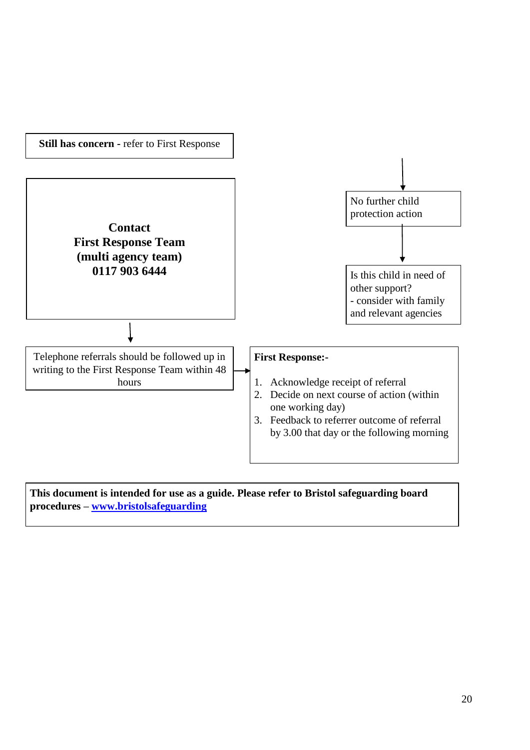**Still has concern** - refer to First Response

**Contact**
**First Response Team**
**(multi agency team)**
**0117 903 6444**

Telephone referrals should be followed up in writing to the First Response Team within 48 hours

**First Response:-**

1. Acknowledge receipt of referral
2. Decide on next course of action (within one working day)
3. Feedback to referrer outcome of referral by 3.00 that day or the following morning

No further child protection action

Is this child in need of other support?
- consider with family and relevant agencies

**This document is intended for use as a guide. Please refer to Bristol safeguarding board procedures – [www.bristolsafeguarding](www.bristolsafeguarding)**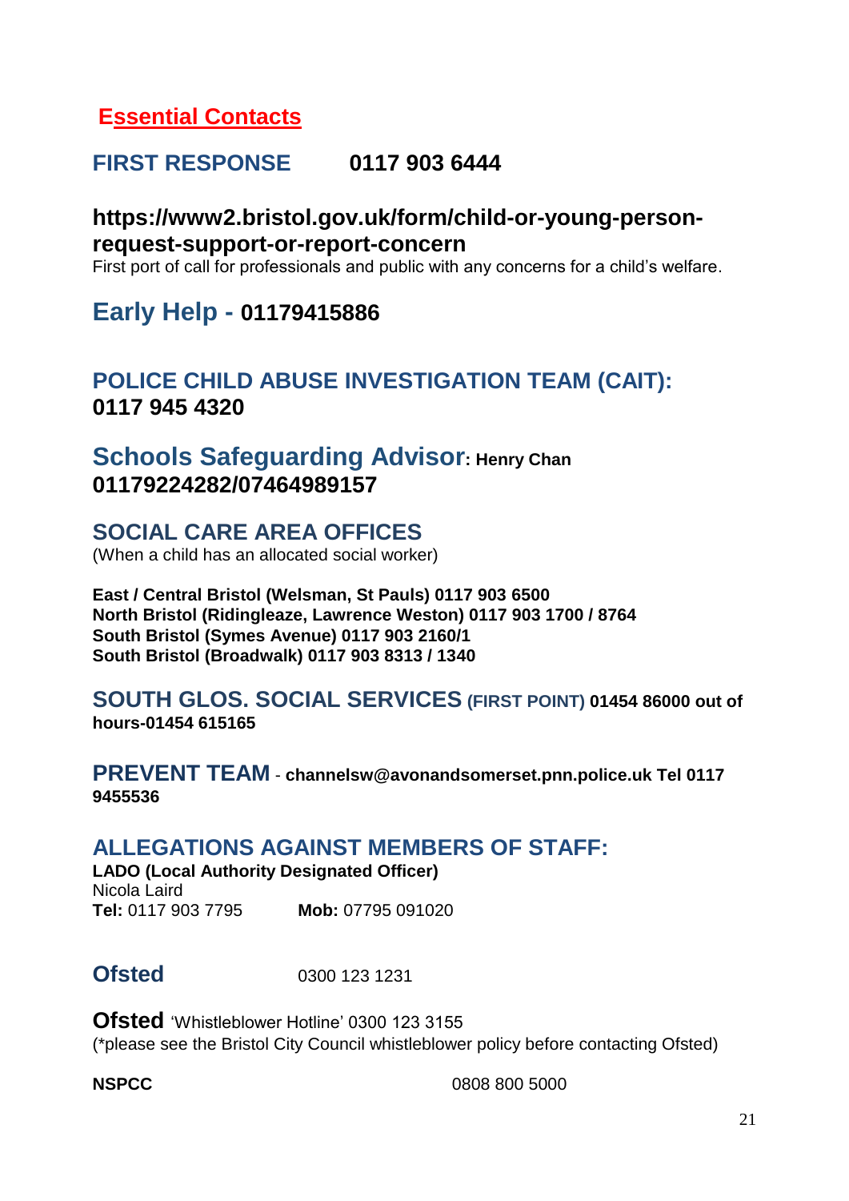## Essential Contacts

### FIRST RESPONSE **0117 903 6444**

**https://www2.bristol.gov.uk/form/child-or-young-person-request-support-or-report-concern**

First port of call for professionals and public with any concerns for a child's welfare.

### Early Help - **01179415886**

### POLICE CHILD ABUSE INVESTIGATION TEAM (CAIT):

**0117 945 4320**

### Schools Safeguarding Advisor: **Henry Chan**

**01179224282/07464989157**

### SOCIAL CARE AREA OFFICES

(When a child has an allocated social worker)

**East / Central Bristol (Welsman, St Pauls) 0117 903 6500**
**North Bristol (Ridingleaze, Lawrence Weston) 0117 903 1700 / 8764**
**South Bristol (Symes Avenue) 0117 903 2160/1**
**South Bristol (Broadwalk) 0117 903 8313 / 1340**

### SOUTH GLOS. SOCIAL SERVICES (FIRST POINT) **01454 86000 out of hours-01454 615165**

### PREVENT TEAM - **channelsw@avonandsomerset.pnn.police.uk Tel 0117 9455536**

### ALLEGATIONS AGAINST MEMBERS OF STAFF:

**LADO (Local Authority Designated Officer)**
Nicola Laird
**Tel:** 0117 903 7795 **Mob:** 07795 091020

**Ofsted** 0300 123 1231

**Ofsted** 'Whistleblower Hotline' 0300 123 3155
(*please see the Bristol City Council whistleblower policy before contacting Ofsted)

**NSPCC** 0808 800 5000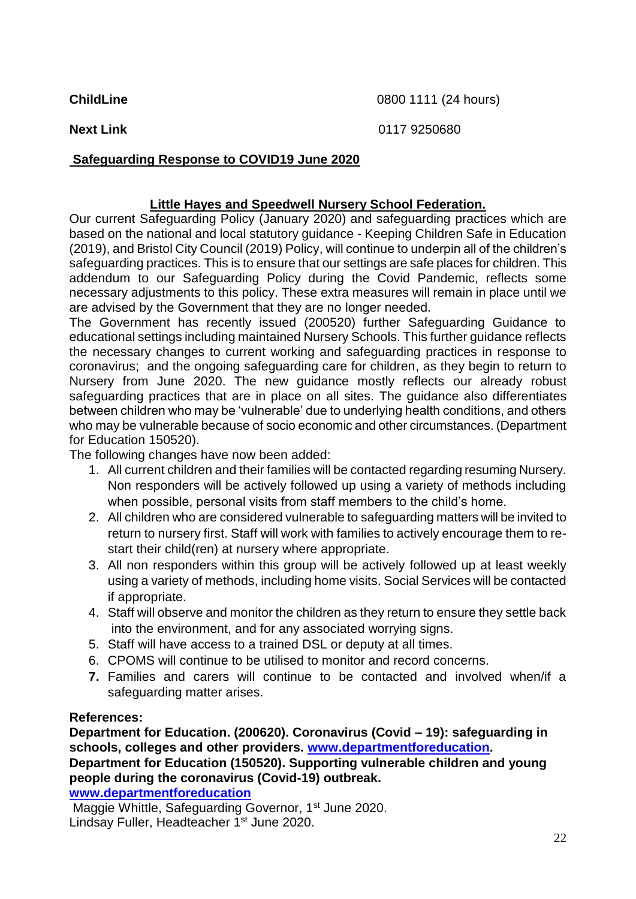| | |
|---|---|
| **ChildLine** | 0800 1111 (24 hours) |
| **Next Link** | 0117 9250680 |

## Safeguarding Response to COVID19 June 2020

### Little Hayes and Speedwell Nursery School Federation.

Our current Safeguarding Policy (January 2020) and safeguarding practices which are based on the national and local statutory guidance - Keeping Children Safe in Education (2019), and Bristol City Council (2019) Policy, will continue to underpin all of the children's safeguarding practices. This is to ensure that our settings are safe places for children. This addendum to our Safeguarding Policy during the Covid Pandemic, reflects some necessary adjustments to this policy. These extra measures will remain in place until we are advised by the Government that they are no longer needed.

The Government has recently issued (200520) further Safeguarding Guidance to educational settings including maintained Nursery Schools. This further guidance reflects the necessary changes to current working and safeguarding practices in response to coronavirus; and the ongoing safeguarding care for children, as they begin to return to Nursery from June 2020. The new guidance mostly reflects our already robust safeguarding practices that are in place on all sites. The guidance also differentiates between children who may be 'vulnerable' due to underlying health conditions, and others who may be vulnerable because of socio economic and other circumstances. (Department for Education 150520).

The following changes have now been added:

1. All current children and their families will be contacted regarding resuming Nursery. Non responders will be actively followed up using a variety of methods including when possible, personal visits from staff members to the child's home.
2. All children who are considered vulnerable to safeguarding matters will be invited to return to nursery first. Staff will work with families to actively encourage them to re-start their child(ren) at nursery where appropriate.
3. All non responders within this group will be actively followed up at least weekly using a variety of methods, including home visits. Social Services will be contacted if appropriate.
4. Staff will observe and monitor the children as they return to ensure they settle back into the environment, and for any associated worrying signs.
5. Staff will have access to a trained DSL or deputy at all times.
6. CPOMS will continue to be utilised to monitor and record concerns.
7. Families and carers will continue to be contacted and involved when/if a safeguarding matter arises.

**References:**

**Department for Education. (200620). Coronavirus (Covid – 19): safeguarding in schools, colleges and other providers. [www.departmentforeducation](www.departmentforeducation).**

**Department for Education (150520). Supporting vulnerable children and young people during the coronavirus (Covid-19) outbreak. [www.departmentforeducation](www.departmentforeducation)**

Maggie Whittle, Safeguarding Governor, 1st June 2020.
Lindsay Fuller, Headteacher 1st June 2020.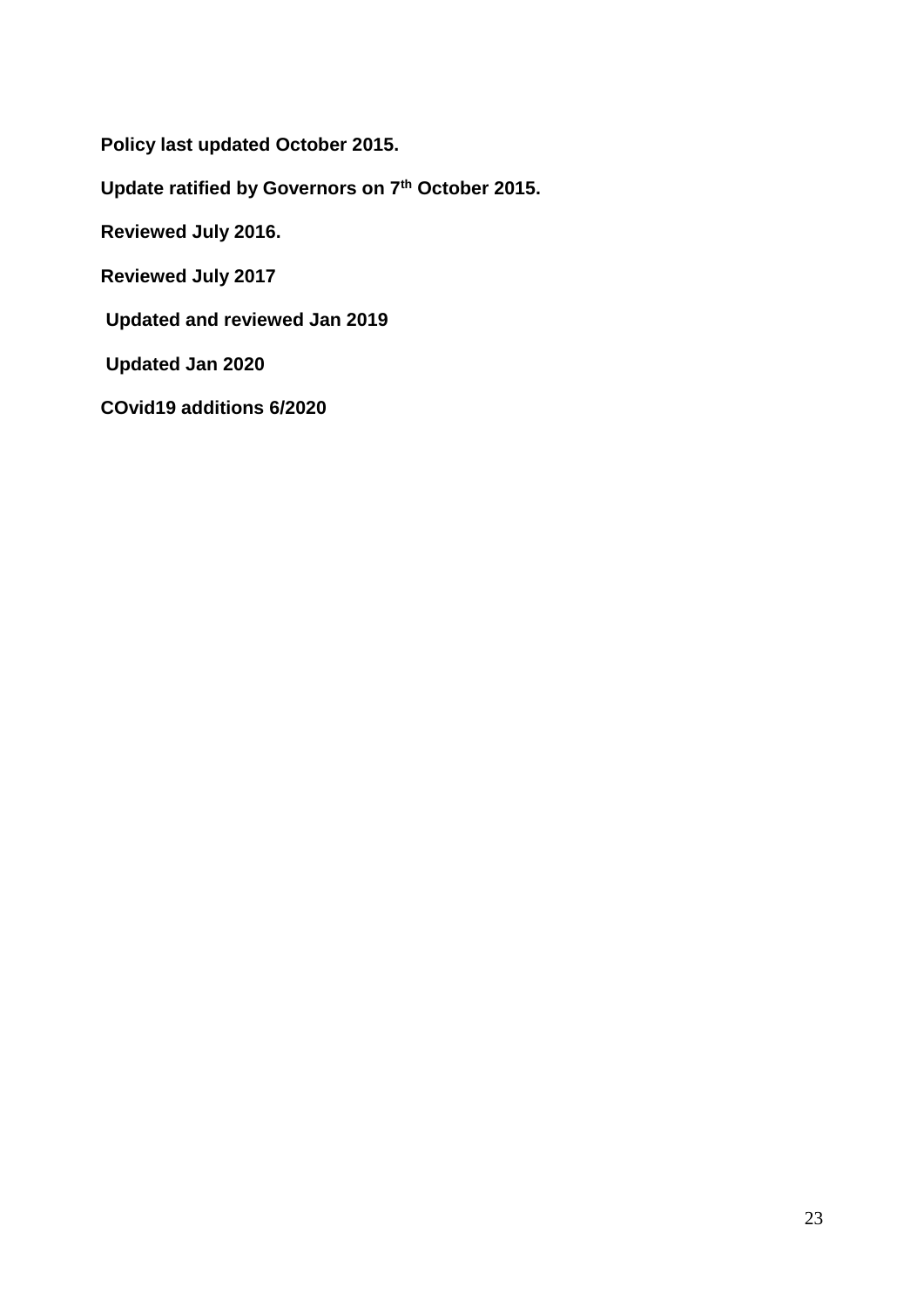**Policy last updated October 2015.**

**Update ratified by Governors on 7th October 2015.**

**Reviewed July 2016.**

**Reviewed July 2017**

**Updated and reviewed Jan 2019**

**Updated Jan 2020**

**COvid19 additions 6/2020**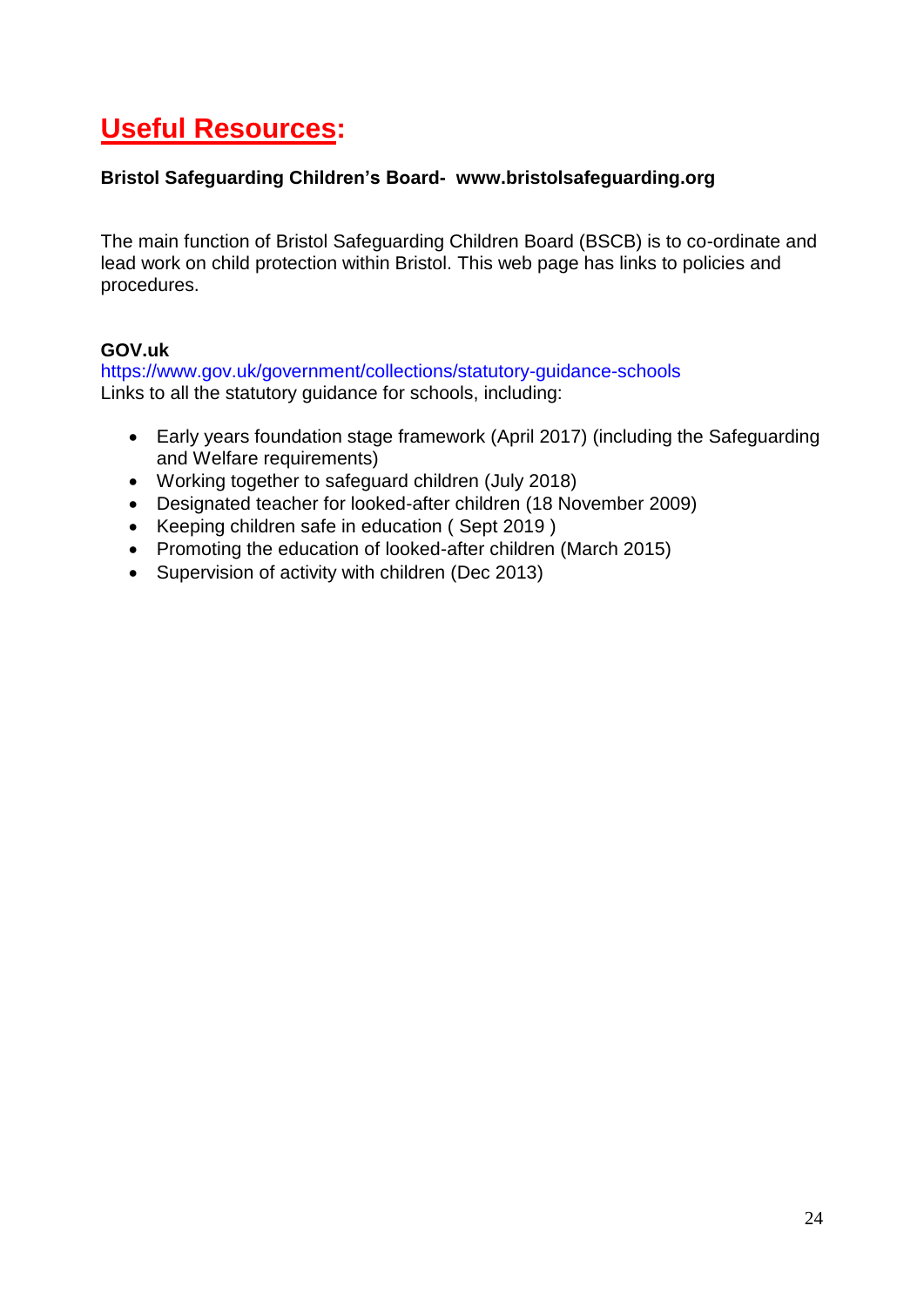# Useful Resources:

**Bristol Safeguarding Children's Board- www.bristolsafeguarding.org**

The main function of Bristol Safeguarding Children Board (BSCB) is to co-ordinate and lead work on child protection within Bristol. This web page has links to policies and procedures.

**GOV.uk**
https://www.gov.uk/government/collections/statutory-guidance-schools
Links to all the statutory guidance for schools, including:

- Early years foundation stage framework (April 2017) (including the Safeguarding and Welfare requirements)
- Working together to safeguard children (July 2018)
- Designated teacher for looked-after children (18 November 2009)
- Keeping children safe in education ( Sept 2019 )
- Promoting the education of looked-after children (March 2015)
- Supervision of activity with children (Dec 2013)